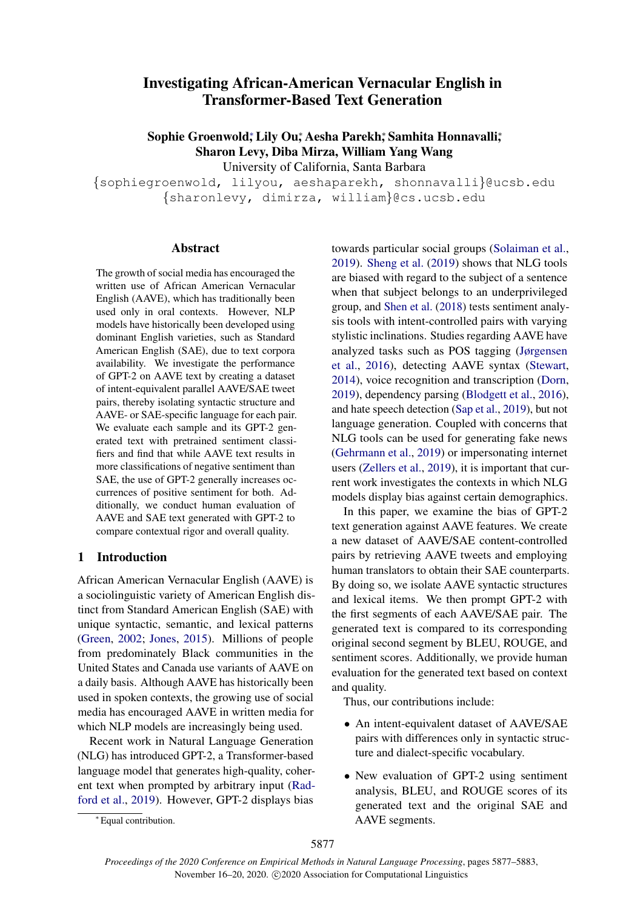# Investigating African-American Vernacular English in Transformer-Based Text Generation

**Sophie Groenwold[*], Lily Ou[*], Aesha Parekh[*], Samhita Honnavalli[*], Sharon Levy, Diba Mirza, William Yang Wang**

University of California, Santa Barbara

{sophiegroenwold, lilyou, aeshaparekh, shonnavalli}@ucsb.edu
{sharonlevy, dimirza, william}@cs.ucsb.edu

## Abstract

The growth of social media has encouraged the written use of African American Vernacular English (AAVE), which has traditionally been used only in oral contexts. However, NLP models have historically been developed using dominant English varieties, such as Standard American English (SAE), due to text corpora availability. We investigate the performance of GPT-2 on AAVE text by creating a dataset of intent-equivalent parallel AAVE/SAE tweet pairs, thereby isolating syntactic structure and AAVE- or SAE-specific language for each pair. We evaluate each sample and its GPT-2 generated text with pretrained sentiment classifiers and find that while AAVE text results in more classifications of negative sentiment than SAE, the use of GPT-2 generally increases occurrences of positive sentiment for both. Additionally, we conduct human evaluation of AAVE and SAE text generated with GPT-2 to compare contextual rigor and overall quality.

## 1 Introduction

African American Vernacular English (AAVE) is a sociolinguistic variety of American English distinct from Standard American English (SAE) with unique syntactic, semantic, and lexical patterns (Green, 2002; Jones, 2015). Millions of people from predominately Black communities in the United States and Canada use variants of AAVE on a daily basis. Although AAVE has historically been used in spoken contexts, the growing use of social media has encouraged AAVE in written media for which NLP models are increasingly being used.

Recent work in Natural Language Generation (NLG) has introduced GPT-2, a Transformer-based language model that generates high-quality, coherent text when prompted by arbitrary input (Radford et al., 2019). However, GPT-2 displays bias towards particular social groups (Solaiman et al., 2019). Sheng et al. (2019) shows that NLG tools are biased with regard to the subject of a sentence when that subject belongs to an underprivileged group, and Shen et al. (2018) tests sentiment analysis tools with intent-controlled pairs with varying stylistic inclinations. Studies regarding AAVE have analyzed tasks such as POS tagging (Jørgensen et al., 2016), detecting AAVE syntax (Stewart, 2014), voice recognition and transcription (Dorn, 2019), dependency parsing (Blodgett et al., 2016), and hate speech detection (Sap et al., 2019), but not language generation. Coupled with concerns that NLG tools can be used for generating fake news (Gehrmann et al., 2019) or impersonating internet users (Zellers et al., 2019), it is important that current work investigates the contexts in which NLG models display bias against certain demographics.

In this paper, we examine the bias of GPT-2 text generation against AAVE features. We create a new dataset of AAVE/SAE content-controlled pairs by retrieving AAVE tweets and employing human translators to obtain their SAE counterparts. By doing so, we isolate AAVE syntactic structures and lexical items. We then prompt GPT-2 with the first segments of each AAVE/SAE pair. The generated text is compared to its corresponding original second segment by BLEU, ROUGE, and sentiment scores. Additionally, we provide human evaluation for the generated text based on context and quality.

Thus, our contributions include:

- An intent-equivalent dataset of AAVE/SAE pairs with differences only in syntactic structure and dialect-specific vocabulary.
- New evaluation of GPT-2 using sentiment analysis, BLEU, and ROUGE scores of its generated text and the original SAE and AAVE segments.

[*] Equal contribution.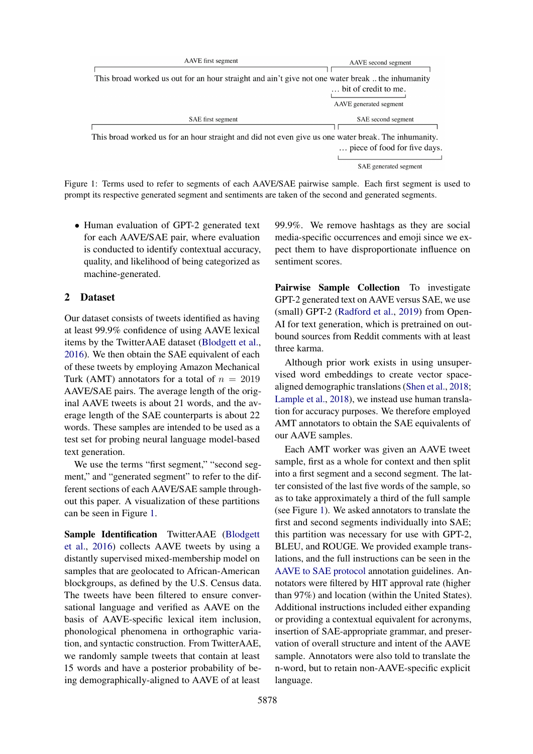AAVE first segment | AAVE second segment

This broad worked us out for an hour straight and ain't give not one water break .. the inhumanity
… bit of credit to me.

AAVE generated segment

SAE first segment | SAE second segment

This broad worked us for an hour straight and did not even give us one water break. The inhumanity.
… piece of food for five days.

SAE generated segment

Figure 1: Terms used to refer to segments of each AAVE/SAE pairwise sample. Each first segment is used to prompt its respective generated segment and sentiments are taken of the second and generated segments.

- Human evaluation of GPT-2 generated text for each AAVE/SAE pair, where evaluation is conducted to identify contextual accuracy, quality, and likelihood of being categorized as machine-generated.

## 2 Dataset

Our dataset consists of tweets identified as having at least 99.9% confidence of using AAVE lexical items by the TwitterAAE dataset (Blodgett et al., 2016). We then obtain the SAE equivalent of each of these tweets by employing Amazon Mechanical Turk (AMT) annotators for a total of $n = 2019$ AAVE/SAE pairs. The average length of the original AAVE tweets is about 21 words, and the average length of the SAE counterparts is about 22 words. These samples are intended to be used as a test set for probing neural language model-based text generation.

We use the terms "first segment," "second segment," and "generated segment" to refer to the different sections of each AAVE/SAE sample throughout this paper. A visualization of these partitions can be seen in Figure 1.

**Sample Identification** TwitterAAE (Blodgett et al., 2016) collects AAVE tweets by using a distantly supervised mixed-membership model on samples that are geolocated to African-American blockgroups, as defined by the U.S. Census data. The tweets have been filtered to ensure conversational language and verified as AAVE on the basis of AAVE-specific lexical item inclusion, phonological phenomena in orthographic variation, and syntactic construction. From TwitterAAE, we randomly sample tweets that contain at least 15 words and have a posterior probability of being demographically-aligned to AAVE of at least 99.9%. We remove hashtags as they are social media-specific occurrences and emoji since we expect them to have disproportionate influence on sentiment scores.

**Pairwise Sample Collection** To investigate GPT-2 generated text on AAVE versus SAE, we use (small) GPT-2 (Radford et al., 2019) from OpenAI for text generation, which is pretrained on outbound sources from Reddit comments with at least three karma.

Although prior work exists in using unsupervised word embeddings to create vector space-aligned demographic translations (Shen et al., 2018; Lample et al., 2018), we instead use human translation for accuracy purposes. We therefore employed AMT annotators to obtain the SAE equivalents of our AAVE samples.

Each AMT worker was given an AAVE tweet sample, first as a whole for context and then split into a first segment and a second segment. The latter consisted of the last five words of the sample, so as to take approximately a third of the full sample (see Figure 1). We asked annotators to translate the first and second segments individually into SAE; this partition was necessary for use with GPT-2, BLEU, and ROUGE. We provided example translations, and the full instructions can be seen in the AAVE to SAE protocol annotation guidelines. Annotators were filtered by HIT approval rate (higher than 97%) and location (within the United States). Additional instructions included either expanding or providing a contextual equivalent for acronyms, insertion of SAE-appropriate grammar, and preservation of overall structure and intent of the AAVE sample. Annotators were also told to translate the n-word, but to retain non-AAVE-specific explicit language.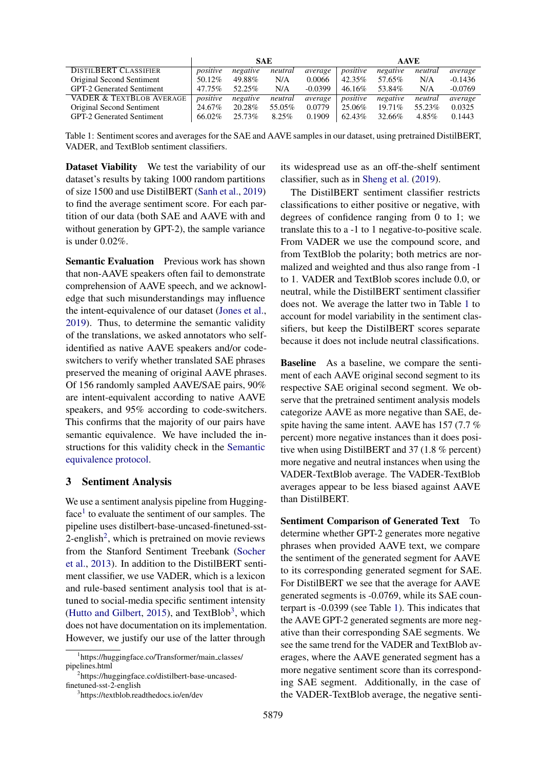| | SAE | | | | AAVE | | | |
|---|---|---|---|---|---|---|---|---|
| DistilBERT Classifier | *positive* | *negative* | *neutral* | *average* | *positive* | *negative* | *neutral* | *average* |
| Original Second Sentiment | 50.12% | 49.88% | N/A | 0.0066 | 42.35% | 57.65% | N/A | -0.1436 |
| GPT-2 Generated Sentiment | 47.75% | 52.25% | N/A | -0.0399 | 46.16% | 53.84% | N/A | -0.0769 |
| VADER & TextBlob Average | *positive* | *negative* | *neutral* | *average* | *positive* | *negative* | *neutral* | *average* |
| Original Second Sentiment | 24.67% | 20.28% | 55.05% | 0.0779 | 25.06% | 19.71% | 55.23% | 0.0325 |
| GPT-2 Generated Sentiment | 66.02% | 25.73% | 8.25% | 0.1909 | 62.43% | 32.66% | 4.85% | 0.1443 |

Table 1: Sentiment scores and averages for the SAE and AAVE samples in our dataset, using pretrained DistilBERT, VADER, and TextBlob sentiment classifiers.

**Dataset Viability** We test the variability of our dataset's results by taking 1000 random partitions of size 1500 and use DistilBERT (Sanh et al., 2019) to find the average sentiment score. For each partition of our data (both SAE and AAVE with and without generation by GPT-2), the sample variance is under 0.02%.

**Semantic Evaluation** Previous work has shown that non-AAVE speakers often fail to demonstrate comprehension of AAVE speech, and we acknowledge that such misunderstandings may influence the intent-equivalence of our dataset (Jones et al., 2019). Thus, to determine the semantic validity of the translations, we asked annotators who self-identified as native AAVE speakers and/or code-switchers to verify whether translated SAE phrases preserved the meaning of original AAVE phrases. Of 156 randomly sampled AAVE/SAE pairs, 90% are intent-equivalent according to native AAVE speakers, and 95% according to code-switchers. This confirms that the majority of our pairs have semantic equivalence. We have included the instructions for this validity check in the Semantic equivalence protocol.

## 3 Sentiment Analysis

We use a sentiment analysis pipeline from Huggingface[1] to evaluate the sentiment of our samples. The pipeline uses distilbert-base-uncased-finetuned-sst-2-english[2], which is pretrained on movie reviews from the Stanford Sentiment Treebank (Socher et al., 2013). In addition to the DistilBERT sentiment classifier, we use VADER, which is a lexicon and rule-based sentiment analysis tool that is attuned to social-media specific sentiment intensity (Hutto and Gilbert, 2015), and TextBlob[3], which does not have documentation on its implementation. However, we justify our use of the latter through its widespread use as an off-the-shelf sentiment classifier, such as in Sheng et al. (2019).

The DistilBERT sentiment classifier restricts classifications to either positive or negative, with degrees of confidence ranging from 0 to 1; we translate this to a -1 to 1 negative-to-positive scale. From VADER we use the compound score, and from TextBlob the polarity; both metrics are normalized and weighted and thus also range from -1 to 1. VADER and TextBlob scores include 0.0, or neutral, while the DistilBERT sentiment classifier does not. We average the latter two in Table 1 to account for model variability in the sentiment classifiers, but keep the DistilBERT scores separate because it does not include neutral classifications.

**Baseline** As a baseline, we compare the sentiment of each AAVE original second segment to its respective SAE original second segment. We observe that the pretrained sentiment analysis models categorize AAVE as more negative than SAE, despite having the same intent. AAVE has 157 (7.7 % percent) more negative instances than it does positive when using DistilBERT and 37 (1.8 % percent) more negative and neutral instances when using the VADER-TextBlob average. The VADER-TextBlob averages appear to be less biased against AAVE than DistilBERT.

**Sentiment Comparison of Generated Text** To determine whether GPT-2 generates more negative phrases when provided AAVE text, we compare the sentiment of the generated segment for AAVE to its corresponding generated segment for SAE. For DistilBERT we see that the average for AAVE generated segments is -0.0769, while its SAE counterpart is -0.0399 (see Table 1). This indicates that the AAVE GPT-2 generated segments are more negative than their corresponding SAE segments. We see the same trend for the VADER and TextBlob averages, where the AAVE generated segment has a more negative sentiment score than its corresponding SAE segment. Additionally, in the case of the VADER-TextBlob average, the negative senti-

[1] https://huggingface.co/Transformer/main_classes/pipelines.html

[2] https://huggingface.co/distilbert-base-uncased-finetuned-sst-2-english

[3] https://textblob.readthedocs.io/en/dev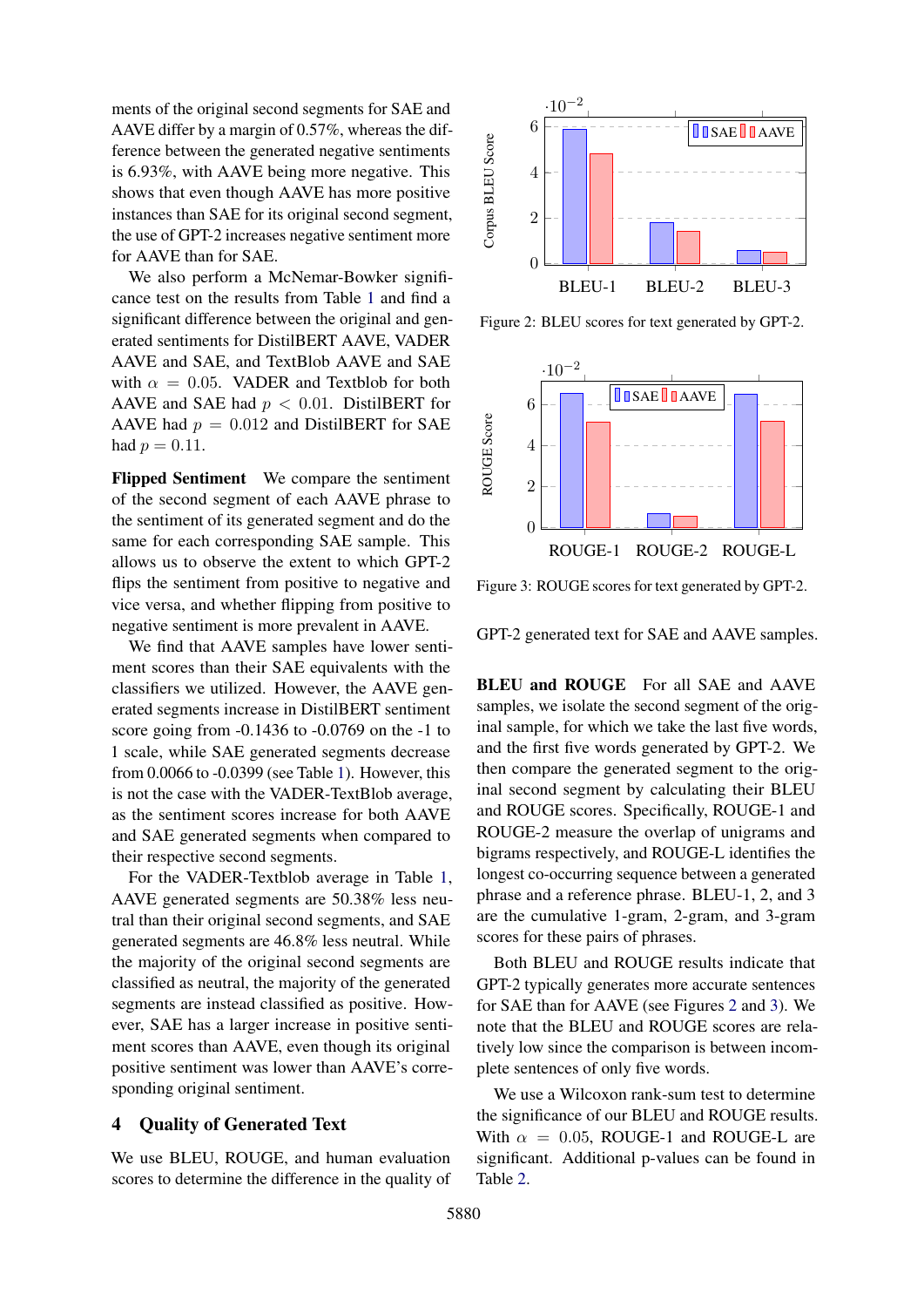ments of the original second segments for SAE and AAVE differ by a margin of 0.57%, whereas the difference between the generated negative sentiments is 6.93%, with AAVE being more negative. This shows that even though AAVE has more positive instances than SAE for its original second segment, the use of GPT-2 increases negative sentiment more for AAVE than for SAE.

We also perform a McNemar-Bowker significance test on the results from Table 1 and find a significant difference between the original and generated sentiments for DistilBERT AAVE, VADER AAVE and SAE, and TextBlob AAVE and SAE with $\alpha = 0.05$. VADER and Textblob for both AAVE and SAE had $p < 0.01$. DistilBERT for AAVE had $p = 0.012$ and DistilBERT for SAE had $p = 0.11$.

**Flipped Sentiment** We compare the sentiment of the second segment of each AAVE phrase to the sentiment of its generated segment and do the same for each corresponding SAE sample. This allows us to observe the extent to which GPT-2 flips the sentiment from positive to negative and vice versa, and whether flipping from positive to negative sentiment is more prevalent in AAVE.

We find that AAVE samples have lower sentiment scores than their SAE equivalents with the classifiers we utilized. However, the AAVE generated segments increase in DistilBERT sentiment score going from -0.1436 to -0.0769 on the -1 to 1 scale, while SAE generated segments decrease from 0.0066 to -0.0399 (see Table 1). However, this is not the case with the VADER-TextBlob average, as the sentiment scores increase for both AAVE and SAE generated segments when compared to their respective second segments.

For the VADER-Textblob average in Table 1, AAVE generated segments are 50.38% less neutral than their original second segments, and SAE generated segments are 46.8% less neutral. While the majority of the original second segments are classified as neutral, the majority of the generated segments are instead classified as positive. However, SAE has a larger increase in positive sentiment scores than AAVE, even though its original positive sentiment was lower than AAVE's corresponding original sentiment.

## 4 Quality of Generated Text

We use BLEU, ROUGE, and human evaluation scores to determine the difference in the quality of GPT-2 generated text for SAE and AAVE samples.

Figure 2: BLEU scores for text generated by GPT-2.

Figure 3: ROUGE scores for text generated by GPT-2.

**BLEU and ROUGE** For all SAE and AAVE samples, we isolate the second segment of the original sample, for which we take the last five words, and the first five words generated by GPT-2. We then compare the generated segment to the original second segment by calculating their BLEU and ROUGE scores. Specifically, ROUGE-1 and ROUGE-2 measure the overlap of unigrams and bigrams respectively, and ROUGE-L identifies the longest co-occurring sequence between a generated phrase and a reference phrase. BLEU-1, 2, and 3 are the cumulative 1-gram, 2-gram, and 3-gram scores for these pairs of phrases.

Both BLEU and ROUGE results indicate that GPT-2 typically generates more accurate sentences for SAE than for AAVE (see Figures 2 and 3). We note that the BLEU and ROUGE scores are relatively low since the comparison is between incomplete sentences of only five words.

We use a Wilcoxon rank-sum test to determine the significance of our BLEU and ROUGE results. With $\alpha = 0.05$, ROUGE-1 and ROUGE-L are significant. Additional p-values can be found in Table 2.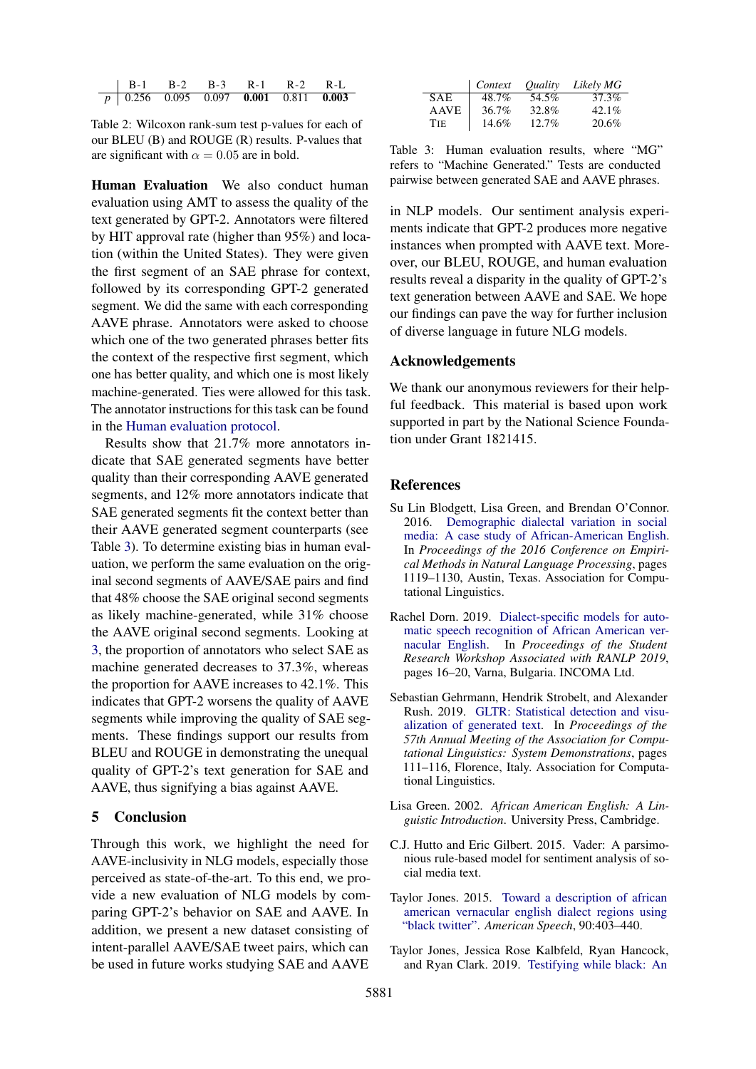|  | B-1 | B-2 | B-3 | R-1 | R-2 | R-L |
|---|---|---|---|---|---|---|
| $p$ | 0.256 | 0.095 | 0.097 | **0.001** | 0.811 | **0.003** |

Table 2: Wilcoxon rank-sum test p-values for each of our BLEU (B) and ROUGE (R) results. P-values that are significant with $\alpha = 0.05$ are in bold.

**Human Evaluation** We also conduct human evaluation using AMT to assess the quality of the text generated by GPT-2. Annotators were filtered by HIT approval rate (higher than 95%) and location (within the United States). They were given the first segment of an SAE phrase for context, followed by its corresponding GPT-2 generated segment. We did the same with each corresponding AAVE phrase. Annotators were asked to choose which one of the two generated phrases better fits the context of the respective first segment, which one has better quality, and which one is most likely machine-generated. Ties were allowed for this task. The annotator instructions for this task can be found in the Human evaluation protocol.

Results show that 21.7% more annotators indicate that SAE generated segments have better quality than their corresponding AAVE generated segments, and 12% more annotators indicate that SAE generated segments fit the context better than their AAVE generated segment counterparts (see Table 3). To determine existing bias in human evaluation, we perform the same evaluation on the original second segments of AAVE/SAE pairs and find that 48% choose the SAE original second segments as likely machine-generated, while 31% choose the AAVE original second segments. Looking at 3, the proportion of annotators who select SAE as machine generated decreases to 37.3%, whereas the proportion for AAVE increases to 42.1%. This indicates that GPT-2 worsens the quality of AAVE segments while improving the quality of SAE segments. These findings support our results from BLEU and ROUGE in demonstrating the unequal quality of GPT-2's text generation for SAE and AAVE, thus signifying a bias against AAVE.

|  | *Context* | *Quality* | *Likely MG* |
|---|---|---|---|
| SAE | 48.7% | 54.5% | 37.3% |
| AAVE | 36.7% | 32.8% | 42.1% |
| TIE | 14.6% | 12.7% | 20.6% |

Table 3: Human evaluation results, where "MG" refers to "Machine Generated." Tests are conducted pairwise between generated SAE and AAVE phrases.

## 5 Conclusion

Through this work, we highlight the need for AAVE-inclusivity in NLG models, especially those perceived as state-of-the-art. To this end, we provide a new evaluation of NLG models by comparing GPT-2's behavior on SAE and AAVE. In addition, we present a new dataset consisting of intent-parallel AAVE/SAE tweet pairs, which can be used in future works studying SAE and AAVE in NLP models. Our sentiment analysis experiments indicate that GPT-2 produces more negative instances when prompted with AAVE text. Moreover, our BLEU, ROUGE, and human evaluation results reveal a disparity in the quality of GPT-2's text generation between AAVE and SAE. We hope our findings can pave the way for further inclusion of diverse language in future NLG models.

## Acknowledgements

We thank our anonymous reviewers for their helpful feedback. This material is based upon work supported in part by the National Science Foundation under Grant 1821415.

## References

Su Lin Blodgett, Lisa Green, and Brendan O'Connor. 2016. Demographic dialectal variation in social media: A case study of African-American English. In *Proceedings of the 2016 Conference on Empirical Methods in Natural Language Processing*, pages 1119–1130, Austin, Texas. Association for Computational Linguistics.

Rachel Dorn. 2019. Dialect-specific models for automatic speech recognition of African American vernacular English. In *Proceedings of the Student Research Workshop Associated with RANLP 2019*, pages 16–20, Varna, Bulgaria. INCOMA Ltd.

Sebastian Gehrmann, Hendrik Strobelt, and Alexander Rush. 2019. GLTR: Statistical detection and visualization of generated text. In *Proceedings of the 57th Annual Meeting of the Association for Computational Linguistics: System Demonstrations*, pages 111–116, Florence, Italy. Association for Computational Linguistics.

Lisa Green. 2002. *African American English: A Linguistic Introduction*. University Press, Cambridge.

C.J. Hutto and Eric Gilbert. 2015. Vader: A parsimonious rule-based model for sentiment analysis of social media text.

Taylor Jones. 2015. Toward a description of african american vernacular english dialect regions using "black twitter". *American Speech*, 90:403–440.

Taylor Jones, Jessica Rose Kalbfeld, Ryan Hancock, and Ryan Clark. 2019. Testifying while black: An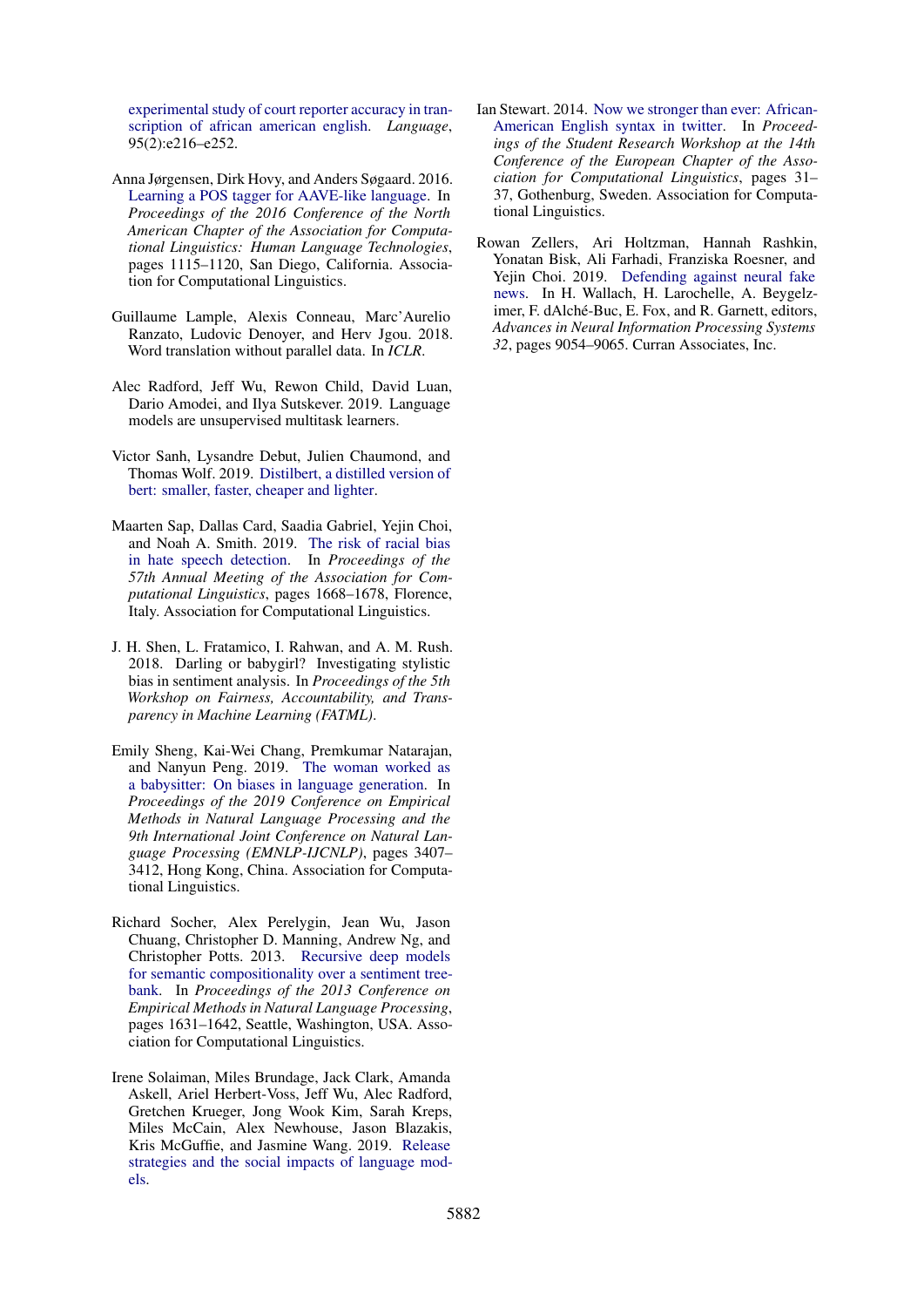experimental study of court reporter accuracy in transcription of african american english. *Language*, 95(2):e216–e252.

Anna Jørgensen, Dirk Hovy, and Anders Søgaard. 2016. Learning a POS tagger for AAVE-like language. In *Proceedings of the 2016 Conference of the North American Chapter of the Association for Computational Linguistics: Human Language Technologies*, pages 1115–1120, San Diego, California. Association for Computational Linguistics.

Guillaume Lample, Alexis Conneau, Marc'Aurelio Ranzato, Ludovic Denoyer, and Herv Jgou. 2018. Word translation without parallel data. In *ICLR*.

Alec Radford, Jeff Wu, Rewon Child, David Luan, Dario Amodei, and Ilya Sutskever. 2019. Language models are unsupervised multitask learners.

Victor Sanh, Lysandre Debut, Julien Chaumond, and Thomas Wolf. 2019. Distilbert, a distilled version of bert: smaller, faster, cheaper and lighter.

Maarten Sap, Dallas Card, Saadia Gabriel, Yejin Choi, and Noah A. Smith. 2019. The risk of racial bias in hate speech detection. In *Proceedings of the 57th Annual Meeting of the Association for Computational Linguistics*, pages 1668–1678, Florence, Italy. Association for Computational Linguistics.

J. H. Shen, L. Fratamico, I. Rahwan, and A. M. Rush. 2018. Darling or babygirl? Investigating stylistic bias in sentiment analysis. In *Proceedings of the 5th Workshop on Fairness, Accountability, and Transparency in Machine Learning (FATML)*.

Emily Sheng, Kai-Wei Chang, Premkumar Natarajan, and Nanyun Peng. 2019. The woman worked as a babysitter: On biases in language generation. In *Proceedings of the 2019 Conference on Empirical Methods in Natural Language Processing and the 9th International Joint Conference on Natural Language Processing (EMNLP-IJCNLP)*, pages 3407–3412, Hong Kong, China. Association for Computational Linguistics.

Richard Socher, Alex Perelygin, Jean Wu, Jason Chuang, Christopher D. Manning, Andrew Ng, and Christopher Potts. 2013. Recursive deep models for semantic compositionality over a sentiment treebank. In *Proceedings of the 2013 Conference on Empirical Methods in Natural Language Processing*, pages 1631–1642, Seattle, Washington, USA. Association for Computational Linguistics.

Irene Solaiman, Miles Brundage, Jack Clark, Amanda Askell, Ariel Herbert-Voss, Jeff Wu, Alec Radford, Gretchen Krueger, Jong Wook Kim, Sarah Kreps, Miles McCain, Alex Newhouse, Jason Blazakis, Kris McGuffie, and Jasmine Wang. 2019. Release strategies and the social impacts of language models.

Ian Stewart. 2014. Now we stronger than ever: African-American English syntax in twitter. In *Proceedings of the Student Research Workshop at the 14th Conference of the European Chapter of the Association for Computational Linguistics*, pages 31–37, Gothenburg, Sweden. Association for Computational Linguistics.

Rowan Zellers, Ari Holtzman, Hannah Rashkin, Yonatan Bisk, Ali Farhadi, Franziska Roesner, and Yejin Choi. 2019. Defending against neural fake news. In H. Wallach, H. Larochelle, A. Beygelzimer, F. dAlché-Buc, E. Fox, and R. Garnett, editors, *Advances in Neural Information Processing Systems 32*, pages 9054–9065. Curran Associates, Inc.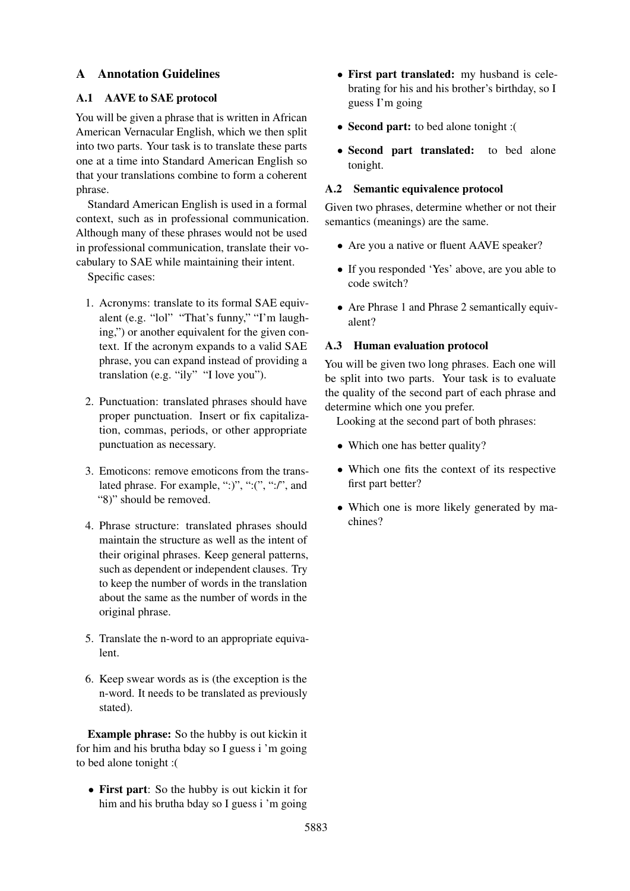# A Annotation Guidelines

## A.1 AAVE to SAE protocol

You will be given a phrase that is written in African American Vernacular English, which we then split into two parts. Your task is to translate these parts one at a time into Standard American English so that your translations combine to form a coherent phrase.

Standard American English is used in a formal context, such as in professional communication. Although many of these phrases would not be used in professional communication, translate their vocabulary to SAE while maintaining their intent.

Specific cases:

1. Acronyms: translate to its formal SAE equivalent (e.g. "lol" "That's funny," "I'm laughing,") or another equivalent for the given context. If the acronym expands to a valid SAE phrase, you can expand instead of providing a translation (e.g. "ily" "I love you").

2. Punctuation: translated phrases should have proper punctuation. Insert or fix capitalization, commas, periods, or other appropriate punctuation as necessary.

3. Emoticons: remove emoticons from the translated phrase. For example, ":)", ":(", ":/", and "8)" should be removed.

4. Phrase structure: translated phrases should maintain the structure as well as the intent of their original phrases. Keep general patterns, such as dependent or independent clauses. Try to keep the number of words in the translation about the same as the number of words in the original phrase.

5. Translate the n-word to an appropriate equivalent.

6. Keep swear words as is (the exception is the n-word. It needs to be translated as previously stated).

**Example phrase:** So the hubby is out kickin it for him and his brutha bday so I guess i 'm going to bed alone tonight :(

- **First part**: So the hubby is out kickin it for him and his brutha bday so I guess i 'm going
- **First part translated:** my husband is celebrating for his and his brother's birthday, so I guess I'm going
- **Second part:** to bed alone tonight :(
- **Second part translated:** to bed alone tonight.

## A.2 Semantic equivalence protocol

Given two phrases, determine whether or not their semantics (meanings) are the same.

- Are you a native or fluent AAVE speaker?
- If you responded 'Yes' above, are you able to code switch?
- Are Phrase 1 and Phrase 2 semantically equivalent?

## A.3 Human evaluation protocol

You will be given two long phrases. Each one will be split into two parts. Your task is to evaluate the quality of the second part of each phrase and determine which one you prefer.

Looking at the second part of both phrases:

- Which one has better quality?
- Which one fits the context of its respective first part better?
- Which one is more likely generated by machines?